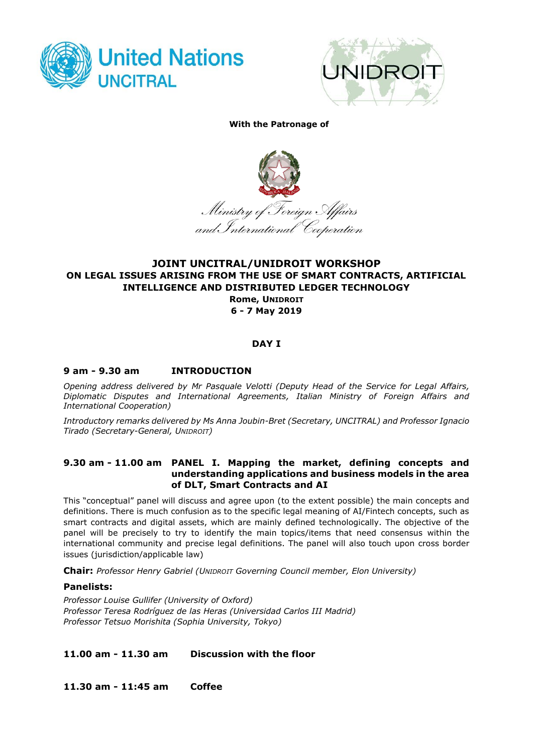United Nations
UNCITRAL

UNIDROIT

**With the Patronage of**

*Ministry of Foreign Affairs and International Cooperation*

# JOINT UNCITRAL/UNIDROIT WORKSHOP ON LEGAL ISSUES ARISING FROM THE USE OF SMART CONTRACTS, ARTIFICIAL INTELLIGENCE AND DISTRIBUTED LEDGER TECHNOLOGY

**Rome, UNIDROIT**

**6 - 7 May 2019**

## DAY I

### 9 am - 9.30 am INTRODUCTION

*Opening address delivered by Mr Pasquale Velotti (Deputy Head of the Service for Legal Affairs, Diplomatic Disputes and International Agreements, Italian Ministry of Foreign Affairs and International Cooperation)*

*Introductory remarks delivered by Ms Anna Joubin-Bret (Secretary, UNCITRAL) and Professor Ignacio Tirado (Secretary-General, UNIDROIT)*

### 9.30 am - 11.00 am PANEL I. Mapping the market, defining concepts and understanding applications and business models in the area of DLT, Smart Contracts and AI

This "conceptual" panel will discuss and agree upon (to the extent possible) the main concepts and definitions. There is much confusion as to the specific legal meaning of AI/Fintech concepts, such as smart contracts and digital assets, which are mainly defined technologically. The objective of the panel will be precisely to try to identify the main topics/items that need consensus within the international community and precise legal definitions. The panel will also touch upon cross border issues (jurisdiction/applicable law)

**Chair:** *Professor Henry Gabriel (UNIDROIT Governing Council member, Elon University)*

**Panelists:**

*Professor Louise Gullifer (University of Oxford)*
*Professor Teresa Rodríguez de las Heras (Universidad Carlos III Madrid)*
*Professor Tetsuo Morishita (Sophia University, Tokyo)*

### 11.00 am - 11.30 am Discussion with the floor

### 11.30 am - 11:45 am Coffee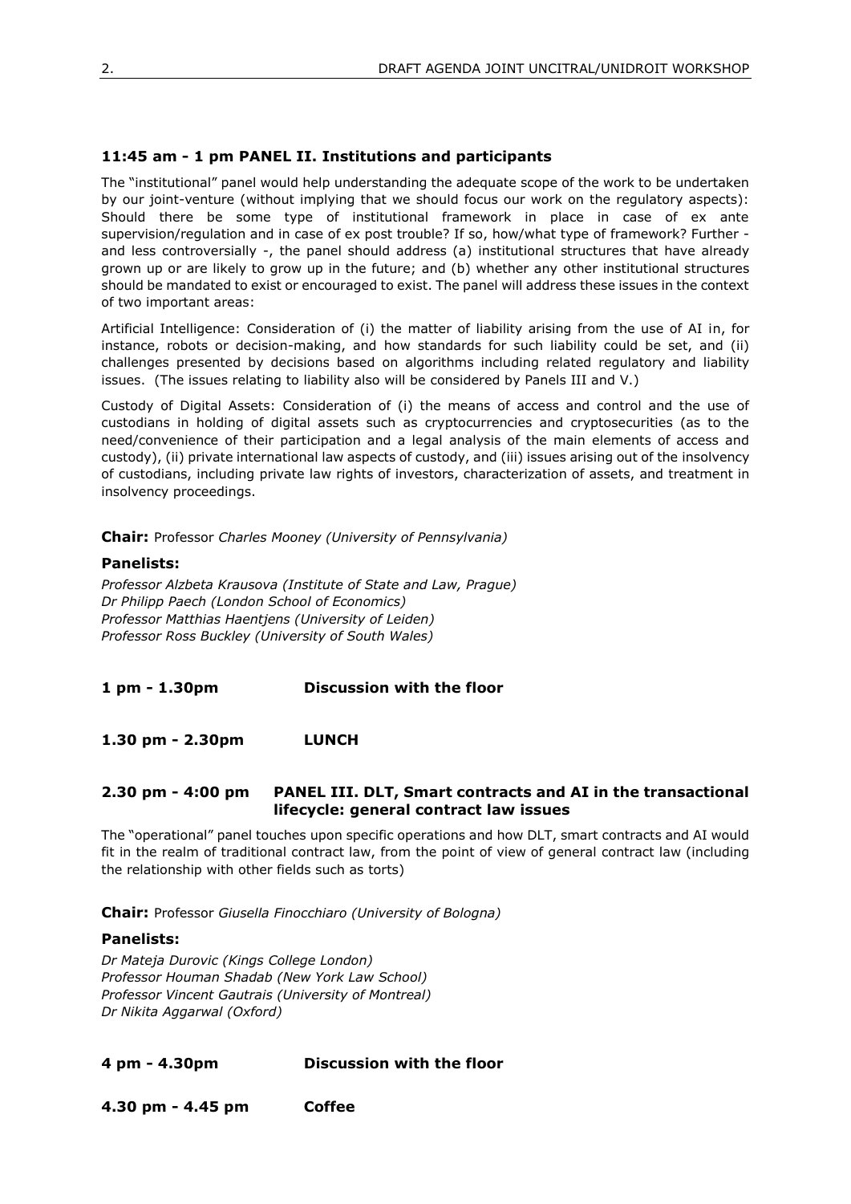### 11:45 am - 1 pm PANEL II. Institutions and participants

The "institutional" panel would help understanding the adequate scope of the work to be undertaken by our joint-venture (without implying that we should focus our work on the regulatory aspects): Should there be some type of institutional framework in place in case of ex ante supervision/regulation and in case of ex post trouble? If so, how/what type of framework? Further - and less controversially -, the panel should address (a) institutional structures that have already grown up or are likely to grow up in the future; and (b) whether any other institutional structures should be mandated to exist or encouraged to exist. The panel will address these issues in the context of two important areas:

Artificial Intelligence: Consideration of (i) the matter of liability arising from the use of AI in, for instance, robots or decision-making, and how standards for such liability could be set, and (ii) challenges presented by decisions based on algorithms including related regulatory and liability issues. (The issues relating to liability also will be considered by Panels III and V.)

Custody of Digital Assets: Consideration of (i) the means of access and control and the use of custodians in holding of digital assets such as cryptocurrencies and cryptosecurities (as to the need/convenience of their participation and a legal analysis of the main elements of access and custody), (ii) private international law aspects of custody, and (iii) issues arising out of the insolvency of custodians, including private law rights of investors, characterization of assets, and treatment in insolvency proceedings.

**Chair:** Professor *Charles Mooney (University of Pennsylvania)*

**Panelists:**

*Professor Alzbeta Krausova (Institute of State and Law, Prague)*
*Dr Philipp Paech (London School of Economics)*
*Professor Matthias Haentjens (University of Leiden)*
*Professor Ross Buckley (University of South Wales)*

**1 pm - 1.30pm** **Discussion with the floor**

**1.30 pm - 2.30pm** **LUNCH**

### 2.30 pm - 4:00 pm PANEL III. DLT, Smart contracts and AI in the transactional lifecycle: general contract law issues

The "operational" panel touches upon specific operations and how DLT, smart contracts and AI would fit in the realm of traditional contract law, from the point of view of general contract law (including the relationship with other fields such as torts)

**Chair:** Professor *Giusella Finocchiaro (University of Bologna)*

**Panelists:**

*Dr Mateja Durovic (Kings College London)*
*Professor Houman Shadab (New York Law School)*
*Professor Vincent Gautrais (University of Montreal)*
*Dr Nikita Aggarwal (Oxford)*

**4 pm - 4.30pm** **Discussion with the floor**

**4.30 pm - 4.45 pm** **Coffee**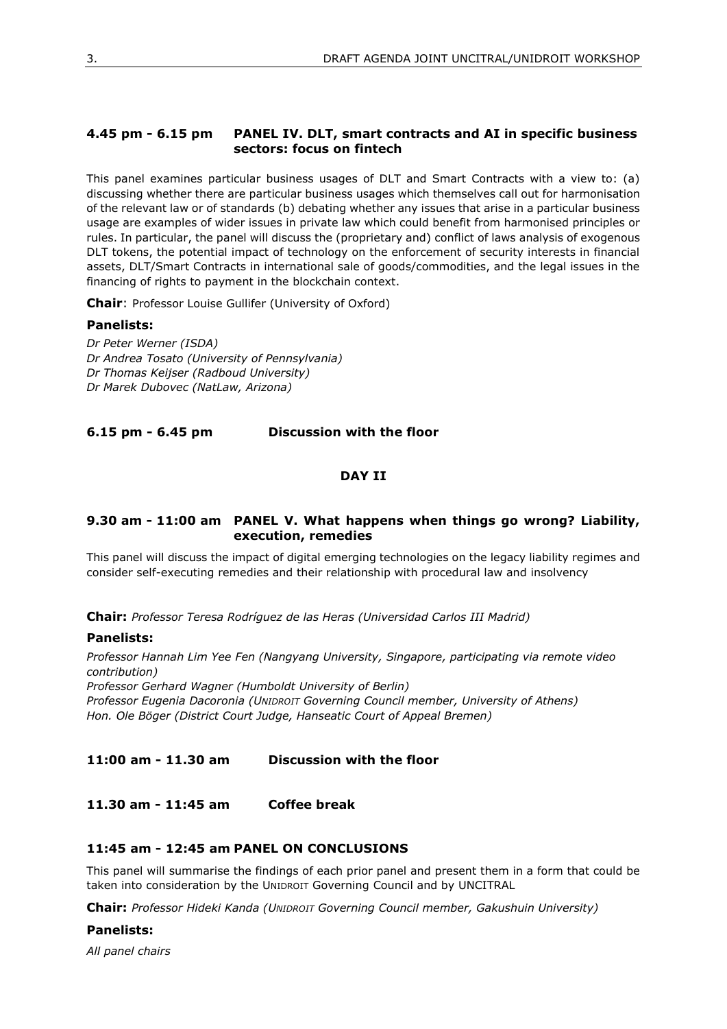### 4.45 pm - 6.15 pm PANEL IV. DLT, smart contracts and AI in specific business sectors: focus on fintech

This panel examines particular business usages of DLT and Smart Contracts with a view to: (a) discussing whether there are particular business usages which themselves call out for harmonisation of the relevant law or of standards (b) debating whether any issues that arise in a particular business usage are examples of wider issues in private law which could benefit from harmonised principles or rules. In particular, the panel will discuss the (proprietary and) conflict of laws analysis of exogenous DLT tokens, the potential impact of technology on the enforcement of security interests in financial assets, DLT/Smart Contracts in international sale of goods/commodities, and the legal issues in the financing of rights to payment in the blockchain context.

**Chair**: Professor Louise Gullifer (University of Oxford)

**Panelists:**

*Dr Peter Werner (ISDA)*
*Dr Andrea Tosato (University of Pennsylvania)*
*Dr Thomas Keijser (Radboud University)*
*Dr Marek Dubovec (NatLaw, Arizona)*

### 6.15 pm - 6.45 pm Discussion with the floor

## DAY II

### 9.30 am - 11:00 am PANEL V. What happens when things go wrong? Liability, execution, remedies

This panel will discuss the impact of digital emerging technologies on the legacy liability regimes and consider self-executing remedies and their relationship with procedural law and insolvency

**Chair:** *Professor Teresa Rodríguez de las Heras (Universidad Carlos III Madrid)*

**Panelists:**

*Professor Hannah Lim Yee Fen (Nangyang University, Singapore, participating via remote video contribution)*
*Professor Gerhard Wagner (Humboldt University of Berlin)*
*Professor Eugenia Dacoronia (UNIDROIT Governing Council member, University of Athens)*
*Hon. Ole Böger (District Court Judge, Hanseatic Court of Appeal Bremen)*

### 11:00 am - 11.30 am Discussion with the floor

### 11.30 am - 11:45 am Coffee break

### 11:45 am - 12:45 am PANEL ON CONCLUSIONS

This panel will summarise the findings of each prior panel and present them in a form that could be taken into consideration by the UNIDROIT Governing Council and by UNCITRAL

**Chair:** *Professor Hideki Kanda (UNIDROIT Governing Council member, Gakushuin University)*

**Panelists:**

*All panel chairs*